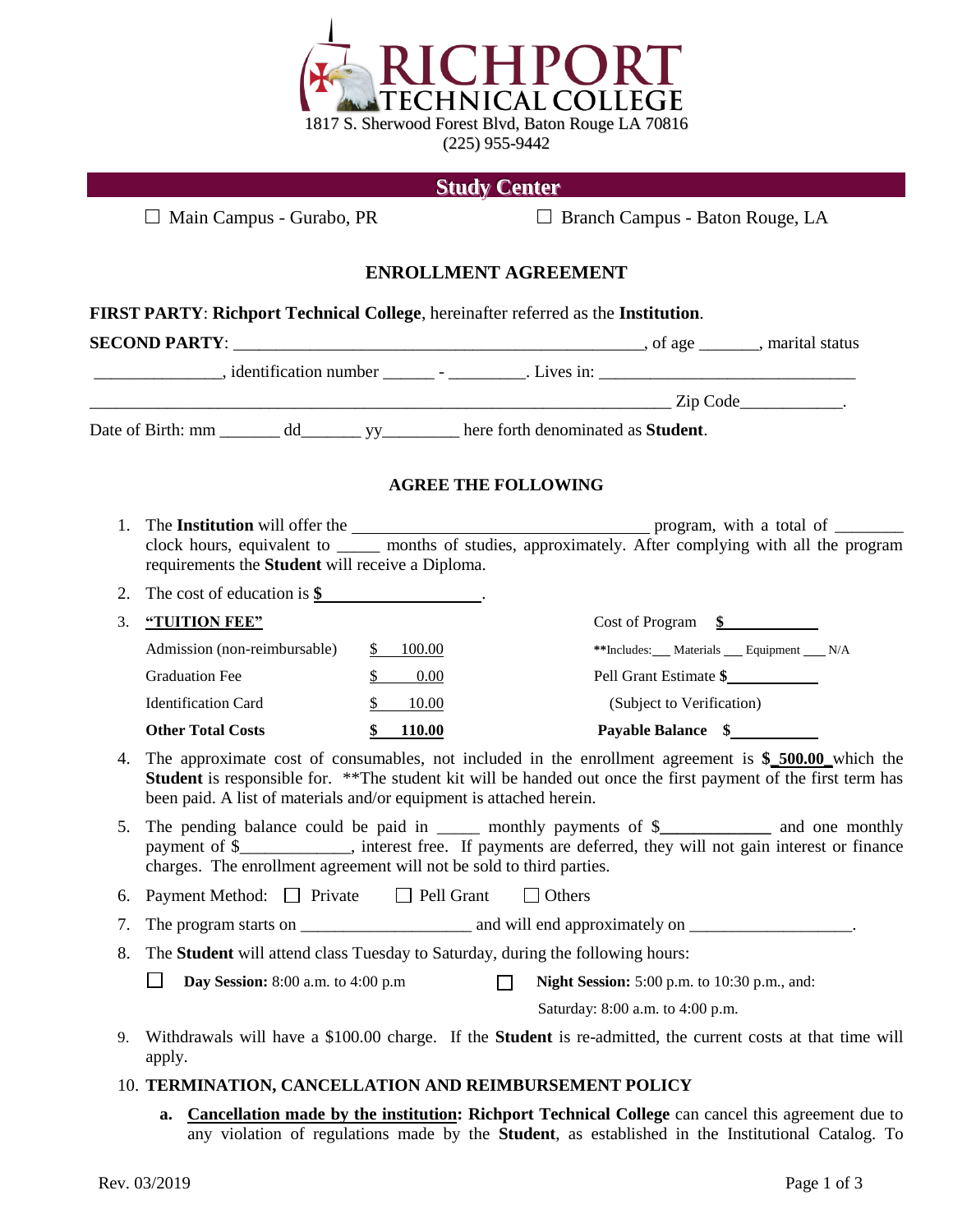# RICHPORT TECHNICAL COLLEGE

1817 S. Sherwood Forest Blvd, Baton Rouge LA 70816
(225) 955-9442

## Study Center

☐ Main Campus - Gurabo, PR ☐ Branch Campus - Baton Rouge, LA

## ENROLLMENT AGREEMENT

**FIRST PARTY**: **Richport Technical College**, hereinafter referred to as the **Institution**.

**SECOND PARTY**: _______________________________________________, of age _______, marital status _______________, identification number ______ - _________. Lives in: ______________________________ ____________________________________________________________________ Zip Code____________.

Date of Birth: mm _______ dd_______ yy_________ here forth denominated as **Student**.

### AGREE THE FOLLOWING

1. The **Institution** will offer the __________________________________ program, with a total of ________ clock hours, equivalent to _____ months of studies, approximately. After complying with all the program requirements the **Student** will receive a Diploma.
2. The cost of education is **$** ___________________.
3. **"TUITION FEE"**

| | | | |
|---|---|---|---|
| Admission (non-reimbursable) | $ 100.00 | Cost of Program | **$** ___________ |
| | | **Includes: ___ Materials ___ Equipment ___ N/A | |
| Graduation Fee | $ 0.00 | Pell Grant Estimate **$** | ___________ |
| Identification Card | $ 10.00 | (Subject to Verification) | |
| **Other Total Costs** | **$ 110.00** | **Payable Balance** | **$** ___________ |

4. The approximate cost of consumables, not included in the enrollment agreement is **$ 500.00** which the **Student** is responsible for. **The student kit will be handed out once the first payment of the first term has been paid. A list of materials and/or equipment is attached herein.
5. The pending balance could be paid in _____ monthly payments of $_____________ and one monthly payment of $_____________, interest free. If payments are deferred, they will not gain interest or finance charges. The enrollment agreement will not be sold to third parties.
6. Payment Method: ☐ Private ☐ Pell Grant ☐ Others
7. The program starts on ____________________ and will end approximately on __________________.
8. The **Student** will attend class Tuesday to Saturday, during the following hours:

   ☐ **Day Session:** 8:00 a.m. to 4:00 p.m ☐ **Night Session:** 5:00 p.m. to 10:30 p.m., and: Saturday: 8:00 a.m. to 4:00 p.m.

9. Withdrawals will have a $100.00 charge. If the **Student** is re-admitted, the current costs at that time will apply.
10. **TERMINATION, CANCELLATION AND REIMBURSEMENT POLICY**

    a. **Cancellation made by the institution: Richport Technical College** can cancel this agreement due to any violation of regulations made by the **Student**, as established in the Institutional Catalog. To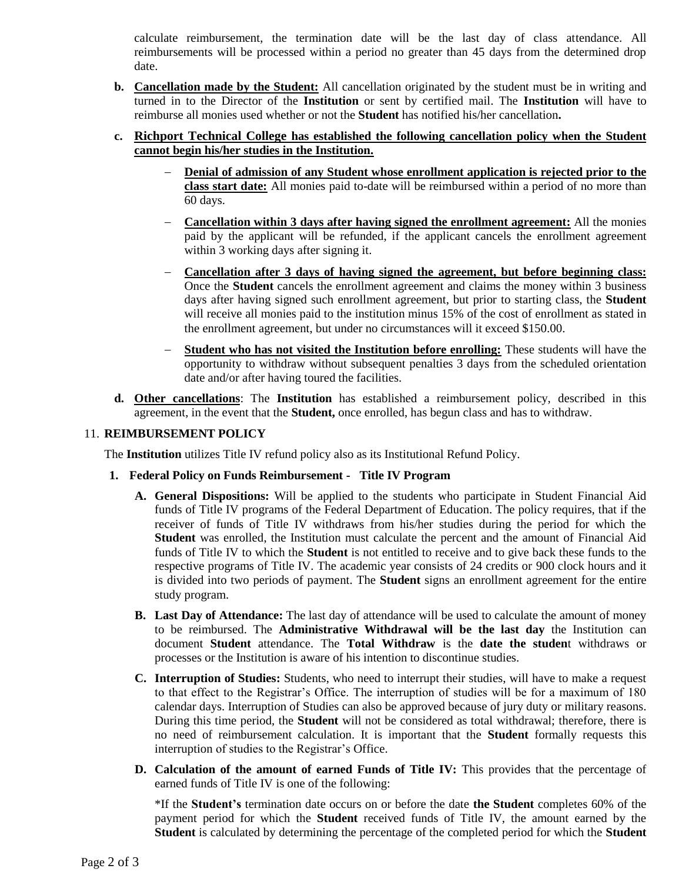calculate reimbursement, the termination date will be the last day of class attendance. All reimbursements will be processed within a period no greater than 45 days from the determined drop date.

**b. Cancellation made by the Student:** All cancellation originated by the student must be in writing and turned in to the Director of the **Institution** or sent by certified mail. The **Institution** will have to reimburse all monies used whether or not the **Student** has notified his/her cancellation**.**

**c. Richport Technical College has established the following cancellation policy when the Student cannot begin his/her studies in the Institution.**

- **Denial of admission of any Student whose enrollment application is rejected prior to the class start date:** All monies paid to-date will be reimbursed within a period of no more than 60 days.
- **Cancellation within 3 days after having signed the enrollment agreement:** All the monies paid by the applicant will be refunded, if the applicant cancels the enrollment agreement within 3 working days after signing it.
- **Cancellation after 3 days of having signed the agreement, but before beginning class:** Once the **Student** cancels the enrollment agreement and claims the money within 3 business days after having signed such enrollment agreement, but prior to starting class, the **Student** will receive all monies paid to the institution minus 15% of the cost of enrollment as stated in the enrollment agreement, but under no circumstances will it exceed $150.00.
- **Student who has not visited the Institution before enrolling:** These students will have the opportunity to withdraw without subsequent penalties 3 days from the scheduled orientation date and/or after having toured the facilities.

**d. Other cancellations**: The **Institution** has established a reimbursement policy, described in this agreement, in the event that the **Student,** once enrolled, has begun class and has to withdraw.

## 11. REIMBURSEMENT POLICY

The **Institution** utilizes Title IV refund policy also as its Institutional Refund Policy.

### 1. Federal Policy on Funds Reimbursement - Title IV Program

**A. General Dispositions:** Will be applied to the students who participate in Student Financial Aid funds of Title IV programs of the Federal Department of Education. The policy requires, that if the receiver of funds of Title IV withdraws from his/her studies during the period for which the **Student** was enrolled, the Institution must calculate the percent and the amount of Financial Aid funds of Title IV to which the **Student** is not entitled to receive and to give back these funds to the respective programs of Title IV. The academic year consists of 24 credits or 900 clock hours and it is divided into two periods of payment. The **Student** signs an enrollment agreement for the entire study program.

**B. Last Day of Attendance:** The last day of attendance will be used to calculate the amount of money to be reimbursed. The **Administrative Withdrawal will be the last day** the Institution can document **Student** attendance. The **Total Withdraw** is the **date the studen**t withdraws or processes or the Institution is aware of his intention to discontinue studies.

**C. Interruption of Studies:** Students, who need to interrupt their studies, will have to make a request to that effect to the Registrar's Office. The interruption of studies will be for a maximum of 180 calendar days. Interruption of Studies can also be approved because of jury duty or military reasons. During this time period, the **Student** will not be considered as total withdrawal; therefore, there is no need of reimbursement calculation. It is important that the **Student** formally requests this interruption of studies to the Registrar's Office.

**D. Calculation of the amount of earned Funds of Title IV:** This provides that the percentage of earned funds of Title IV is one of the following:

*If the **Student's** termination date occurs on or before the date **the Student** completes 60% of the payment period for which the **Student** received funds of Title IV, the amount earned by the **Student** is calculated by determining the percentage of the completed period for which the **Student**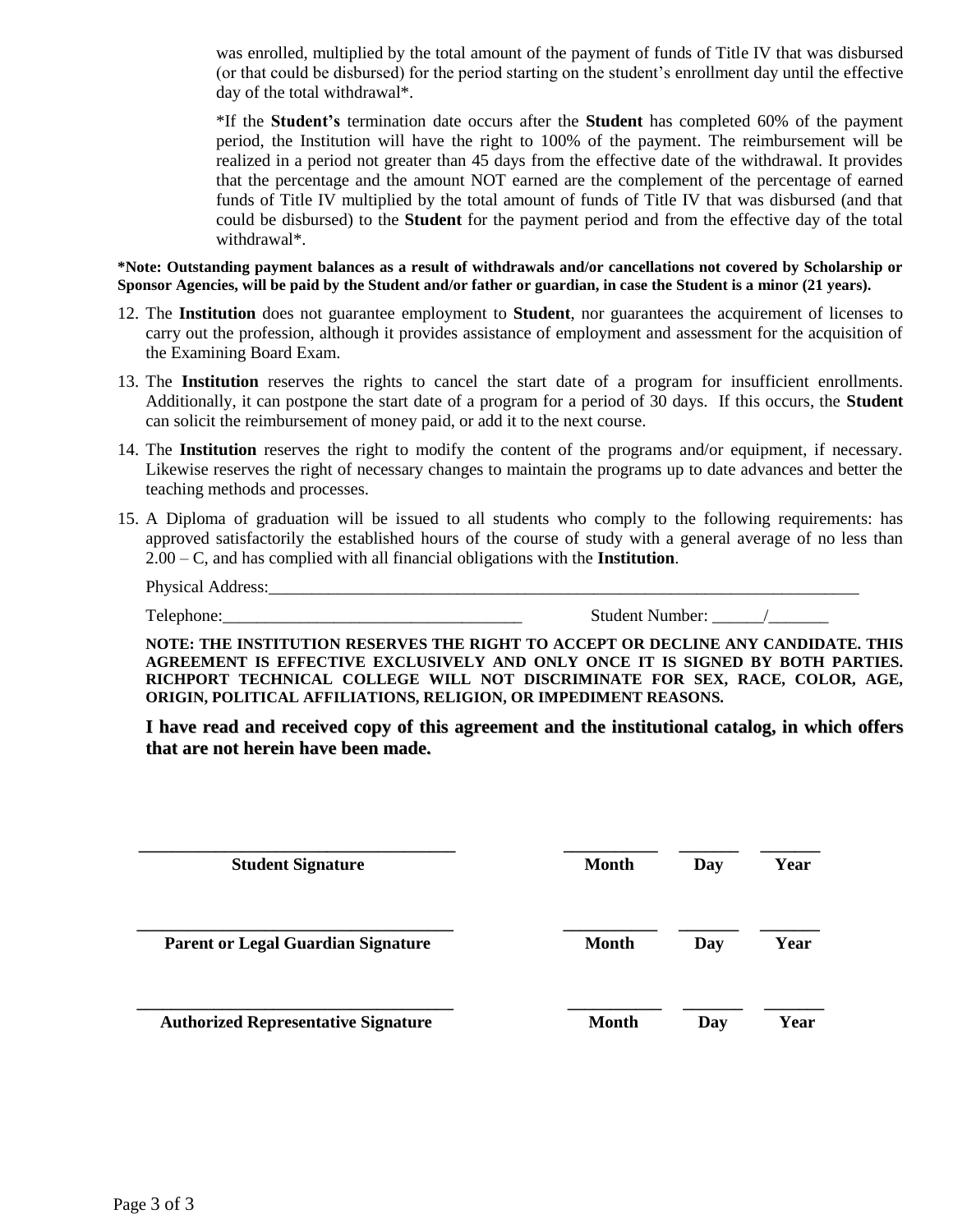was enrolled, multiplied by the total amount of the payment of funds of Title IV that was disbursed (or that could be disbursed) for the period starting on the student's enrollment day until the effective day of the total withdrawal*.

*If the **Student's** termination date occurs after the **Student** has completed 60% of the payment period, the Institution will have the right to 100% of the payment. The reimbursement will be realized in a period not greater than 45 days from the effective date of the withdrawal. It provides that the percentage and the amount NOT earned are the complement of the percentage of earned funds of Title IV multiplied by the total amount of funds of Title IV that was disbursed (and that could be disbursed) to the **Student** for the payment period and from the effective day of the total withdrawal*.

***Note: Outstanding payment balances as a result of withdrawals and/or cancellations not covered by Scholarship or Sponsor Agencies, will be paid by the Student and/or father or guardian, in case the Student is a minor (21 years).**

12. The **Institution** does not guarantee employment to **Student**, nor guarantees the acquirement of licenses to carry out the profession, although it provides assistance of employment and assessment for the acquisition of the Examining Board Exam.
13. The **Institution** reserves the rights to cancel the start date of a program for insufficient enrollments. Additionally, it can postpone the start date of a program for a period of 30 days. If this occurs, the **Student** can solicit the reimbursement of money paid, or add it to the next course.
14. The **Institution** reserves the right to modify the content of the programs and/or equipment, if necessary. Likewise reserves the right of necessary changes to maintain the programs up to date advances and better the teaching methods and processes.
15. A Diploma of graduation will be issued to all students who comply to the following requirements: has approved satisfactorily the established hours of the course of study with a general average of no less than 2.00 – C, and has complied with all financial obligations with the **Institution**.

Physical Address:___________________________________________________________________________

Telephone:____________________________________ Student Number: ______/_______

**NOTE: THE INSTITUTION RESERVES THE RIGHT TO ACCEPT OR DECLINE ANY CANDIDATE. THIS AGREEMENT IS EFFECTIVE EXCLUSIVELY AND ONLY ONCE IT IS SIGNED BY BOTH PARTIES. RICHPORT TECHNICAL COLLEGE WILL NOT DISCRIMINATE FOR SEX, RACE, COLOR, AGE, ORIGIN, POLITICAL AFFILIATIONS, RELIGION, OR IMPEDIMENT REASONS.**

**I have read and received copy of this agreement and the institutional catalog, in which offers that are not herein have been made.**

| | | | |
|---|---|---|---|
| ______________________________ | __________ | ________ | ________ |
| **Student Signature** | **Month** | **Day** | **Year** |
| ______________________________ | __________ | ________ | ________ |
| **Parent or Legal Guardian Signature** | **Month** | **Day** | **Year** |
| ______________________________ | __________ | ________ | ________ |
| **Authorized Representative Signature** | **Month** | **Day** | **Year** |